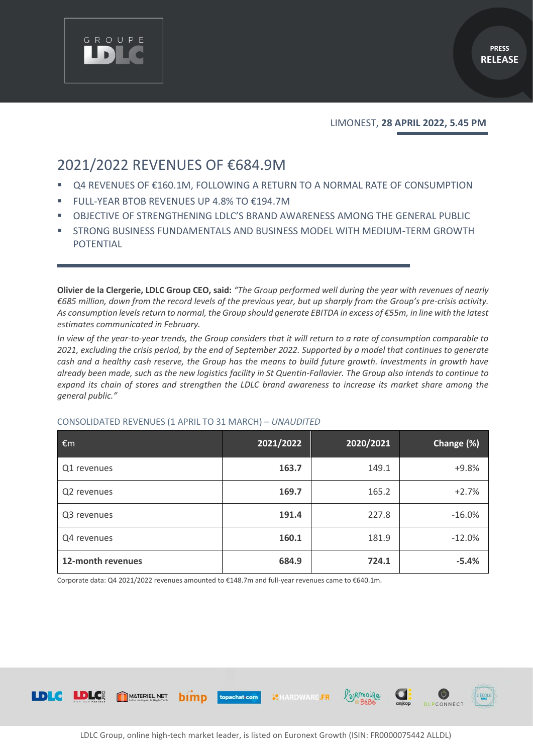GROUPE LDLC

PRESS RELEASE

LIMONEST, **28 APRIL 2022, 5.45 PM**

# 2021/2022 REVENUES OF €684.9M

- Q4 REVENUES OF €160.1M, FOLLOWING A RETURN TO A NORMAL RATE OF CONSUMPTION
- FULL-YEAR BTOB REVENUES UP 4.8% TO €194.7M
- OBJECTIVE OF STRENGTHENING LDLC'S BRAND AWARENESS AMONG THE GENERAL PUBLIC
- STRONG BUSINESS FUNDAMENTALS AND BUSINESS MODEL WITH MEDIUM-TERM GROWTH POTENTIAL

**Olivier de la Clergerie, LDLC Group CEO, said:** *"The Group performed well during the year with revenues of nearly €685 million, down from the record levels of the previous year, but up sharply from the Group's pre-crisis activity. As consumption levels return to normal, the Group should generate EBITDA in excess of €55m, in line with the latest estimates communicated in February.*

*In view of the year-to-year trends, the Group considers that it will return to a rate of consumption comparable to 2021, excluding the crisis period, by the end of September 2022. Supported by a model that continues to generate cash and a healthy cash reserve, the Group has the means to build future growth. Investments in growth have already been made, such as the new logistics facility in St Quentin-Fallavier. The Group also intends to continue to expand its chain of stores and strengthen the LDLC brand awareness to increase its market share among the general public."*

CONSOLIDATED REVENUES (1 APRIL TO 31 MARCH) – *UNAUDITED*

| €m | 2021/2022 | 2020/2021 | Change (%) |
|---|---|---|---|
| Q1 revenues | **163.7** | 149.1 | +9.8% |
| Q2 revenues | **169.7** | 165.2 | +2.7% |
| Q3 revenues | **191.4** | 227.8 | -16.0% |
| Q4 revenues | **160.1** | 181.9 | -12.0% |
| **12-month revenues** | **684.9** | **724.1** | **-5.4%** |

Corporate data: Q4 2021/2022 revenues amounted to €148.7m and full-year revenues came to €640.1m.

LDLC Group, online high-tech market leader, is listed on Euronext Growth (ISIN: FR0000075442 ALLDL)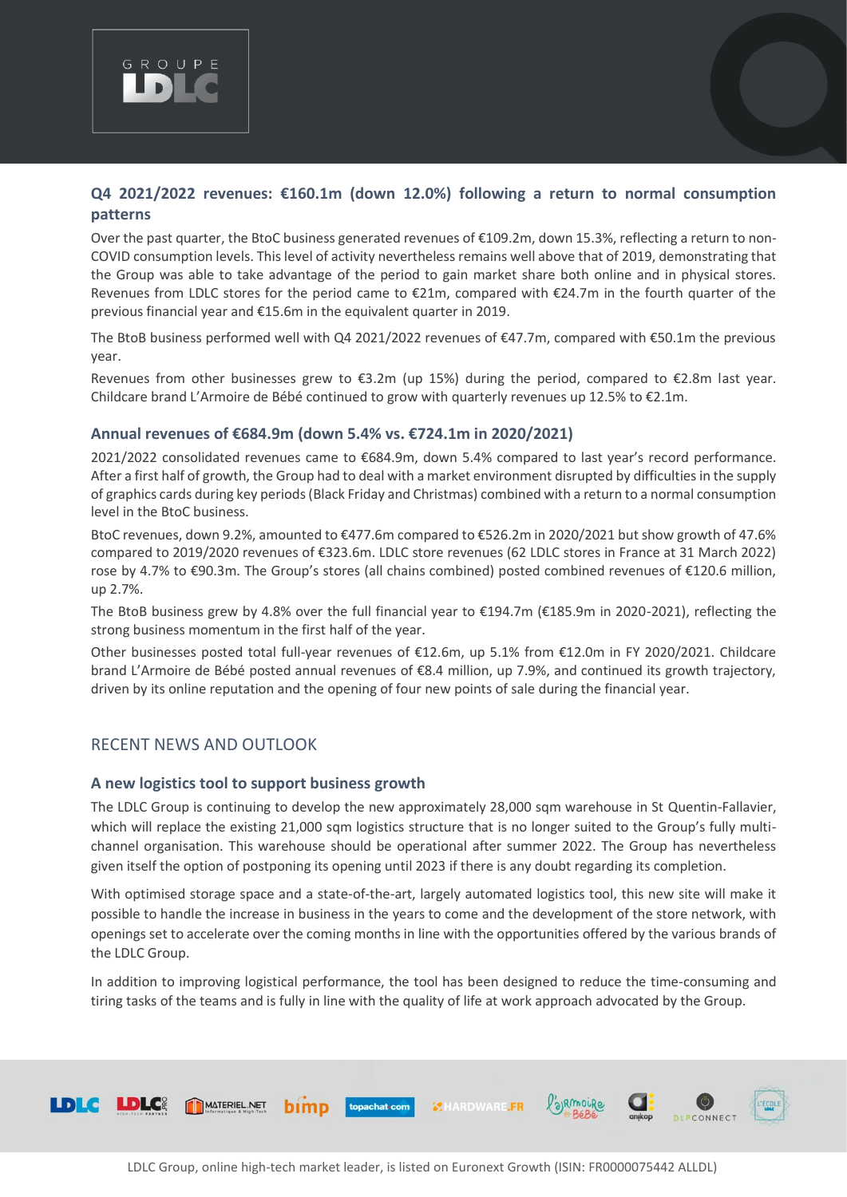### Q4 2021/2022 revenues: €160.1m (down 12.0%) following a return to normal consumption patterns

Over the past quarter, the BtoC business generated revenues of €109.2m, down 15.3%, reflecting a return to non-COVID consumption levels. This level of activity nevertheless remains well above that of 2019, demonstrating that the Group was able to take advantage of the period to gain market share both online and in physical stores. Revenues from LDLC stores for the period came to €21m, compared with €24.7m in the fourth quarter of the previous financial year and €15.6m in the equivalent quarter in 2019.

The BtoB business performed well with Q4 2021/2022 revenues of €47.7m, compared with €50.1m the previous year.

Revenues from other businesses grew to €3.2m (up 15%) during the period, compared to €2.8m last year. Childcare brand L'Armoire de Bébé continued to grow with quarterly revenues up 12.5% to €2.1m.

### Annual revenues of €684.9m (down 5.4% vs. €724.1m in 2020/2021)

2021/2022 consolidated revenues came to €684.9m, down 5.4% compared to last year's record performance. After a first half of growth, the Group had to deal with a market environment disrupted by difficulties in the supply of graphics cards during key periods (Black Friday and Christmas) combined with a return to a normal consumption level in the BtoC business.

BtoC revenues, down 9.2%, amounted to €477.6m compared to €526.2m in 2020/2021 but show growth of 47.6% compared to 2019/2020 revenues of €323.6m. LDLC store revenues (62 LDLC stores in France at 31 March 2022) rose by 4.7% to €90.3m. The Group's stores (all chains combined) posted combined revenues of €120.6 million, up 2.7%.

The BtoB business grew by 4.8% over the full financial year to €194.7m (€185.9m in 2020-2021), reflecting the strong business momentum in the first half of the year.

Other businesses posted total full-year revenues of €12.6m, up 5.1% from €12.0m in FY 2020/2021. Childcare brand L'Armoire de Bébé posted annual revenues of €8.4 million, up 7.9%, and continued its growth trajectory, driven by its online reputation and the opening of four new points of sale during the financial year.

## RECENT NEWS AND OUTLOOK

### A new logistics tool to support business growth

The LDLC Group is continuing to develop the new approximately 28,000 sqm warehouse in St Quentin-Fallavier, which will replace the existing 21,000 sqm logistics structure that is no longer suited to the Group's fully multi-channel organisation. This warehouse should be operational after summer 2022. The Group has nevertheless given itself the option of postponing its opening until 2023 if there is any doubt regarding its completion.

With optimised storage space and a state-of-the-art, largely automated logistics tool, this new site will make it possible to handle the increase in business in the years to come and the development of the store network, with openings set to accelerate over the coming months in line with the opportunities offered by the various brands of the LDLC Group.

In addition to improving logistical performance, the tool has been designed to reduce the time-consuming and tiring tasks of the teams and is fully in line with the quality of life at work approach advocated by the Group.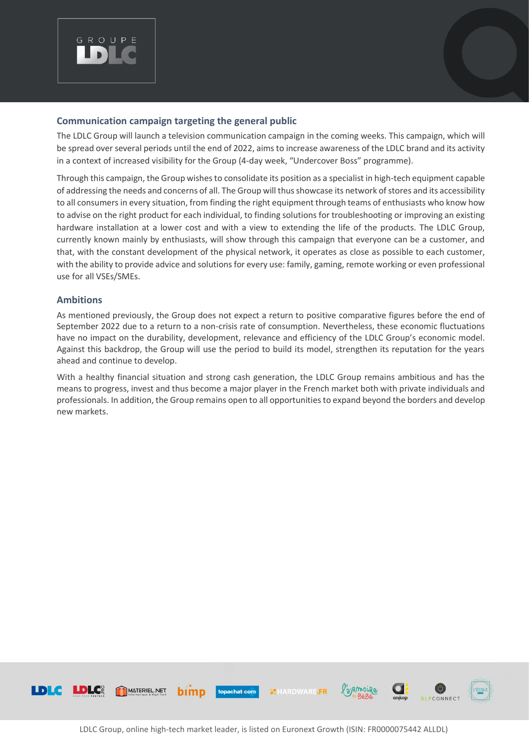## Communication campaign targeting the general public

The LDLC Group will launch a television communication campaign in the coming weeks. This campaign, which will be spread over several periods until the end of 2022, aims to increase awareness of the LDLC brand and its activity in a context of increased visibility for the Group (4-day week, "Undercover Boss" programme).

Through this campaign, the Group wishes to consolidate its position as a specialist in high-tech equipment capable of addressing the needs and concerns of all. The Group will thus showcase its network of stores and its accessibility to all consumers in every situation, from finding the right equipment through teams of enthusiasts who know how to advise on the right product for each individual, to finding solutions for troubleshooting or improving an existing hardware installation at a lower cost and with a view to extending the life of the products. The LDLC Group, currently known mainly by enthusiasts, will show through this campaign that everyone can be a customer, and that, with the constant development of the physical network, it operates as close as possible to each customer, with the ability to provide advice and solutions for every use: family, gaming, remote working or even professional use for all VSEs/SMEs.

## Ambitions

As mentioned previously, the Group does not expect a return to positive comparative figures before the end of September 2022 due to a return to a non-crisis rate of consumption. Nevertheless, these economic fluctuations have no impact on the durability, development, relevance and efficiency of the LDLC Group's economic model. Against this backdrop, the Group will use the period to build its model, strengthen its reputation for the years ahead and continue to develop.

With a healthy financial situation and strong cash generation, the LDLC Group remains ambitious and has the means to progress, invest and thus become a major player in the French market both with private individuals and professionals. In addition, the Group remains open to all opportunities to expand beyond the borders and develop new markets.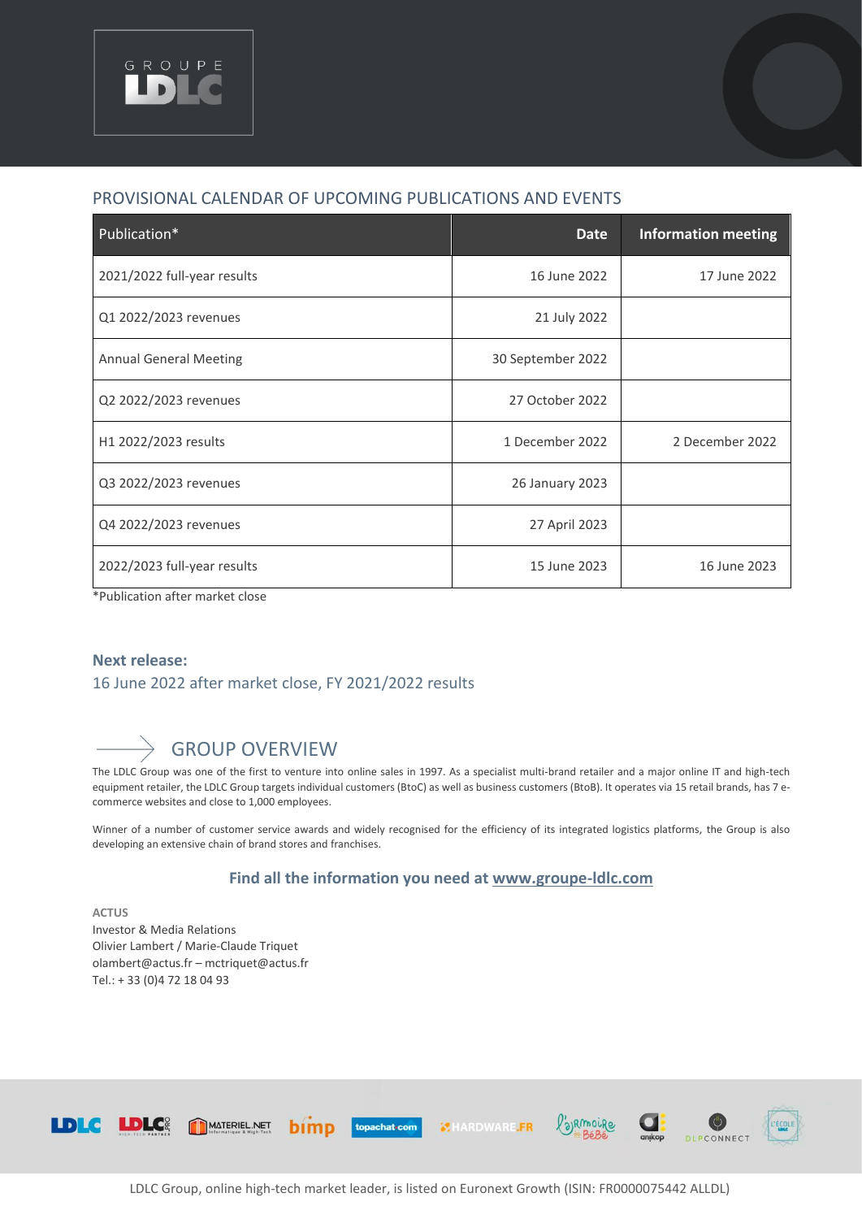## PROVISIONAL CALENDAR OF UPCOMING PUBLICATIONS AND EVENTS

| Publication* | Date | Information meeting |
|---|---|---|
| 2021/2022 full-year results | 16 June 2022 | 17 June 2022 |
| Q1 2022/2023 revenues | 21 July 2022 | |
| Annual General Meeting | 30 September 2022 | |
| Q2 2022/2023 revenues | 27 October 2022 | |
| H1 2022/2023 results | 1 December 2022 | 2 December 2022 |
| Q3 2022/2023 revenues | 26 January 2023 | |
| Q4 2022/2023 revenues | 27 April 2023 | |
| 2022/2023 full-year results | 15 June 2023 | 16 June 2023 |

*Publication after market close

**Next release:**
16 June 2022 after market close, FY 2021/2022 results

## GROUP OVERVIEW

The LDLC Group was one of the first to venture into online sales in 1997. As a specialist multi-brand retailer and a major online IT and high-tech equipment retailer, the LDLC Group targets individual customers (BtoC) as well as business customers (BtoB). It operates via 15 retail brands, has 7 e-commerce websites and close to 1,000 employees.

Winner of a number of customer service awards and widely recognised for the efficiency of its integrated logistics platforms, the Group is also developing an extensive chain of brand stores and franchises.

**Find all the information you need at www.groupe-ldlc.com**

**ACTUS**
Investor & Media Relations
Olivier Lambert / Marie-Claude Triquet
olambert@actus.fr – mctriquet@actus.fr
Tel.: + 33 (0)4 72 18 04 93

LDLC Group, online high-tech market leader, is listed on Euronext Growth (ISIN: FR0000075442 ALLDL)